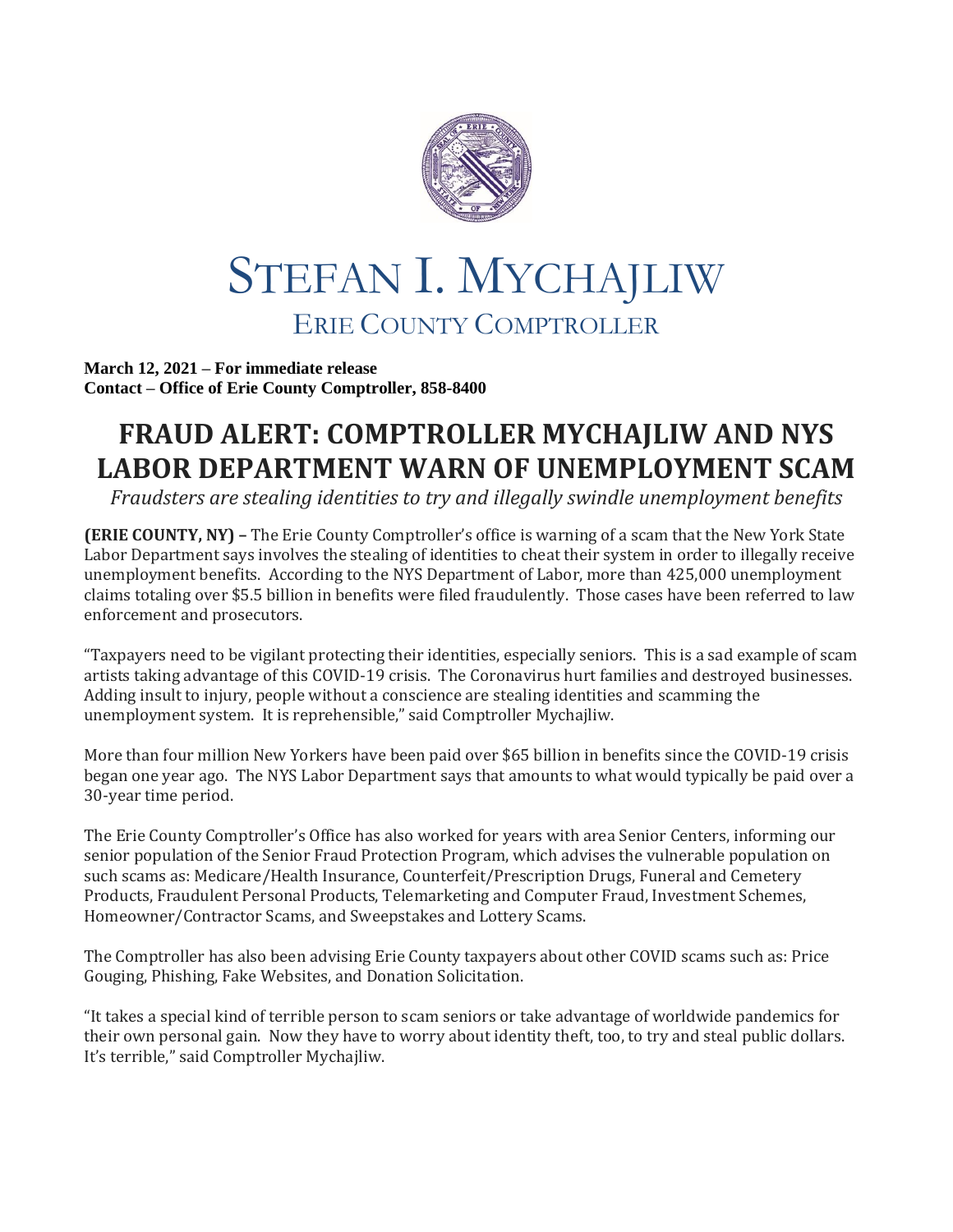# STEFAN I. MYCHAJLIW

## ERIE COUNTY COMPTROLLER

**March 12, 2021 – For immediate release**
**Contact – Office of Erie County Comptroller, 858-8400**

# FRAUD ALERT: COMPTROLLER MYCHAJLIW AND NYS LABOR DEPARTMENT WARN OF UNEMPLOYMENT SCAM

*Fraudsters are stealing identities to try and illegally swindle unemployment benefits*

**(ERIE COUNTY, NY) –** The Erie County Comptroller's office is warning of a scam that the New York State Labor Department says involves the stealing of identities to cheat their system in order to illegally receive unemployment benefits. According to the NYS Department of Labor, more than 425,000 unemployment claims totaling over $5.5 billion in benefits were filed fraudulently. Those cases have been referred to law enforcement and prosecutors.

"Taxpayers need to be vigilant protecting their identities, especially seniors. This is a sad example of scam artists taking advantage of this COVID-19 crisis. The Coronavirus hurt families and destroyed businesses. Adding insult to injury, people without a conscience are stealing identities and scamming the unemployment system. It is reprehensible," said Comptroller Mychajliw.

More than four million New Yorkers have been paid over $65 billion in benefits since the COVID-19 crisis began one year ago. The NYS Labor Department says that amounts to what would typically be paid over a 30-year time period.

The Erie County Comptroller's Office has also worked for years with area Senior Centers, informing our senior population of the Senior Fraud Protection Program, which advises the vulnerable population on such scams as: Medicare/Health Insurance, Counterfeit/Prescription Drugs, Funeral and Cemetery Products, Fraudulent Personal Products, Telemarketing and Computer Fraud, Investment Schemes, Homeowner/Contractor Scams, and Sweepstakes and Lottery Scams.

The Comptroller has also been advising Erie County taxpayers about other COVID scams such as: Price Gouging, Phishing, Fake Websites, and Donation Solicitation.

"It takes a special kind of terrible person to scam seniors or take advantage of worldwide pandemics for their own personal gain. Now they have to worry about identity theft, too, to try and steal public dollars. It's terrible," said Comptroller Mychajliw.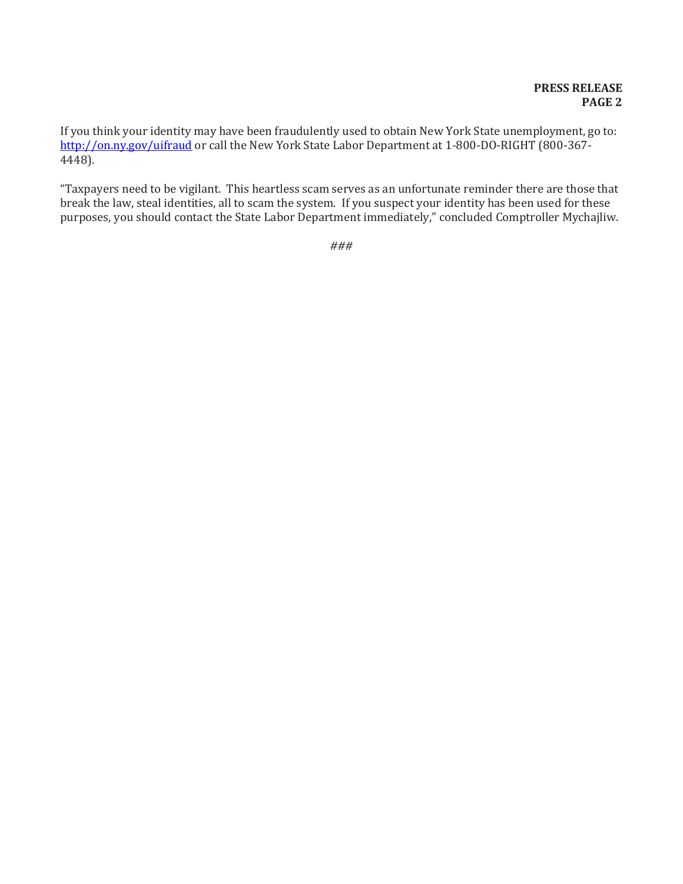If you think your identity may have been fraudulently used to obtain New York State unemployment, go to: http://on.ny.gov/uifraud or call the New York State Labor Department at 1-800-DO-RIGHT (800-367-4448).

"Taxpayers need to be vigilant. This heartless scam serves as an unfortunate reminder there are those that break the law, steal identities, all to scam the system. If you suspect your identity has been used for these purposes, you should contact the State Labor Department immediately," concluded Comptroller Mychajliw.

###